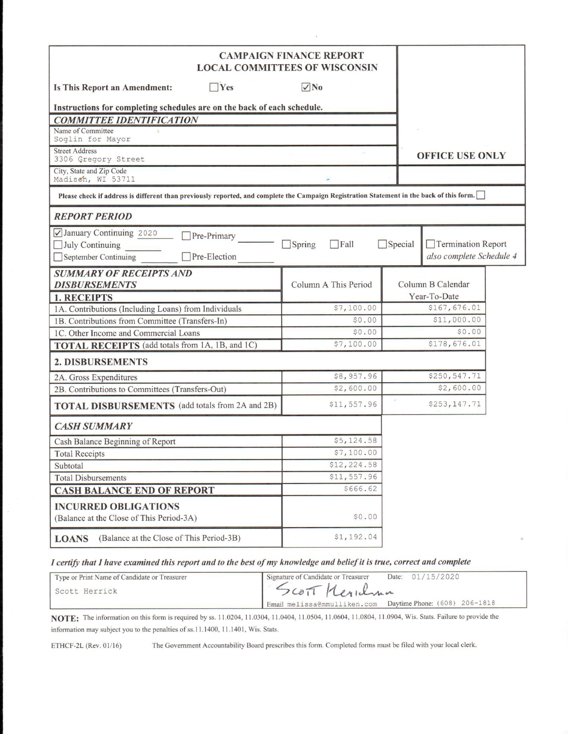# CAMPAIGN FINANCE REPORT
## LOCAL COMMITTEES OF WISCONSIN

**OFFICE USE ONLY**

**Is This Report an Amendment:** ☐ Yes ☑ No

**Instructions for completing schedules are on the back of each schedule.**

### *COMMITTEE IDENTIFICATION*

Name of Committee
Soglin for Mayor

Street Address
3306 Gregory Street

City, State and Zip Code
Madison, WI 53711

**Please check if address is different than previously reported, and complete the Campaign Registration Statement in the back of this form.** ☐

### *REPORT PERIOD*

☑ January Continuing 2020 ☐ Pre-Primary ☐ Spring ☐ Fall ☐ Special ☐ Termination Report *also complete Schedule 4*
☐ July Continuing
☐ September Continuing ☐ Pre-Election

| *SUMMARY OF RECEIPTS AND DISBURSEMENTS* | Column A This Period | Column B Calendar Year-To-Date |
|---|---|---|
| **1. RECEIPTS** | | |
| 1A. Contributions (Including Loans) from Individuals | $7,100.00 | $167,676.01 |
| 1B. Contributions from Committee (Transfers-In) | $0.00 | $11,000.00 |
| 1C. Other Income and Commercial Loans | $0.00 | $0.00 |
| **TOTAL RECEIPTS** (add totals from 1A, 1B, and 1C) | $7,100.00 | $178,676.01 |
| **2. DISBURSEMENTS** | | |
| 2A. Gross Expenditures | $8,957.96 | $250,547.71 |
| 2B. Contributions to Committees (Transfers-Out) | $2,600.00 | $2,600.00 |
| **TOTAL DISBURSEMENTS** (add totals from 2A and 2B) | $11,557.96 | $253,147.71 |

| *CASH SUMMARY* | |
|---|---|
| Cash Balance Beginning of Report | $5,124.58 |
| Total Receipts | $7,100.00 |
| Subtotal | $12,224.58 |
| Total Disbursements | $11,557.96 |
| **CASH BALANCE END OF REPORT** | $666.62 |
| **INCURRED OBLIGATIONS** (Balance at the Close of This Period-3A) | $0.00 |
| **LOANS** (Balance at the Close of This Period-3B) | $1,192.04 |

***I certify that I have examined this report and to the best of my knowledge and belief it is true, correct and complete***

| Type or Print Name of Candidate or Treasurer | Signature of Candidate or Treasurer Date: 01/15/2020 |
|---|---|
| Scott Herrick | Scott Herrick |
| | Email melissa@mmulliken.com Daytime Phone: (608) 206-1818 |

**NOTE:** The information on this form is required by ss. 11.0204, 11.0304, 11.0404, 11.0504, 11.0604, 11.0804, 11.0904, Wis. Stats. Failure to provide the information may subject you to the penalties of ss.11.1400, 11.1401, Wis. Stats.

ETHCF-2L (Rev. 01/16) The Government Accountability Board prescribes this form. Completed forms must be filed with your local clerk.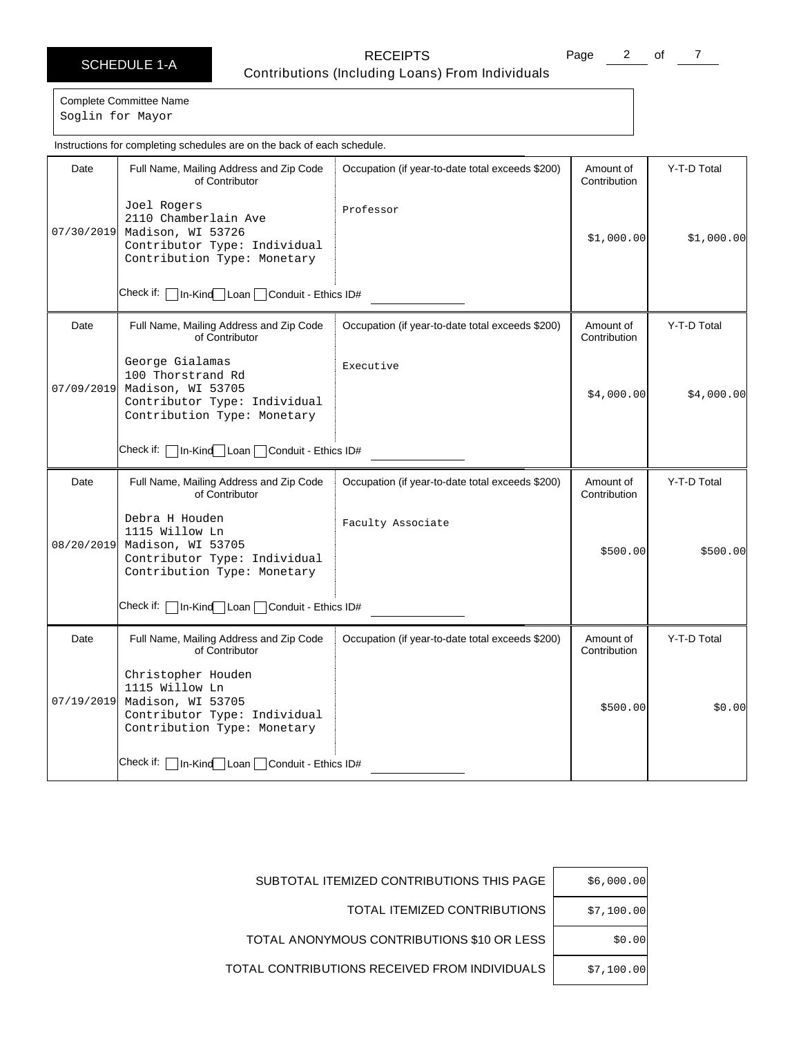# SCHEDULE 1-A

## RECEIPTS

### Contributions (Including Loans) From Individuals

Complete Committee Name
Soglin for Mayor

Instructions for completing schedules are on the back of each schedule.

| Date | Full Name, Mailing Address and Zip Code of Contributor | Occupation (if year-to-date total exceeds $200) | Amount of Contribution | Y-T-D Total |
|---|---|---|---|---|
| 07/30/2019 | Joel Rogers<br>2110 Chamberlain Ave<br>Madison, WI 53726<br>Contributor Type: Individual<br>Contribution Type: Monetary<br>Check if: ☐ In-Kind ☐ Loan ☐ Conduit - Ethics ID# | Professor | $1,000.00 | $1,000.00 |
| 07/09/2019 | George Gialamas<br>100 Thorstrand Rd<br>Madison, WI 53705<br>Contributor Type: Individual<br>Contribution Type: Monetary<br>Check if: ☐ In-Kind ☐ Loan ☐ Conduit - Ethics ID# | Executive | $4,000.00 | $4,000.00 |
| 08/20/2019 | Debra H Houden<br>1115 Willow Ln<br>Madison, WI 53705<br>Contributor Type: Individual<br>Contribution Type: Monetary<br>Check if: ☐ In-Kind ☐ Loan ☐ Conduit - Ethics ID# | Faculty Associate | $500.00 | $500.00 |
| 07/19/2019 | Christopher Houden<br>1115 Willow Ln<br>Madison, WI 53705<br>Contributor Type: Individual<br>Contribution Type: Monetary<br>Check if: ☐ In-Kind ☐ Loan ☐ Conduit - Ethics ID# | | $500.00 | $0.00 |

| | |
|---|---|
| SUBTOTAL ITEMIZED CONTRIBUTIONS THIS PAGE | $6,000.00 |
| TOTAL ITEMIZED CONTRIBUTIONS | $7,100.00 |
| TOTAL ANONYMOUS CONTRIBUTIONS $10 OR LESS | $0.00 |
| TOTAL CONTRIBUTIONS RECEIVED FROM INDIVIDUALS | $7,100.00 |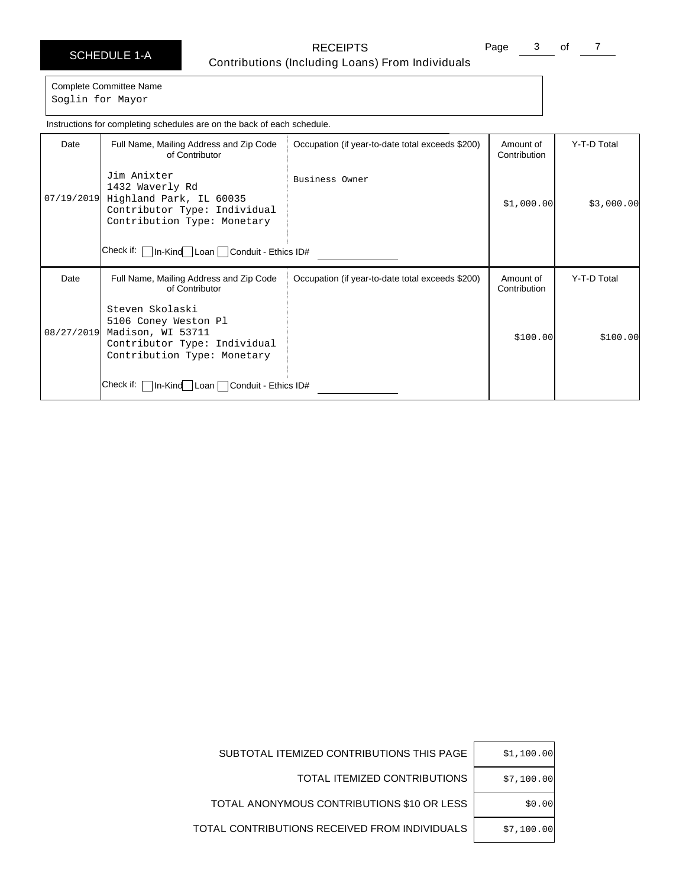# SCHEDULE 1-A

## RECEIPTS
### Contributions (Including Loans) From Individuals

Complete Committee Name
Soglin for Mayor

Instructions for completing schedules are on the back of each schedule.

| Date | Full Name, Mailing Address and Zip Code of Contributor | Occupation (if year-to-date total exceeds $200) | Amount of Contribution | Y-T-D Total |
| --- | --- | --- | --- | --- |
| 07/19/2019 | Jim Anixter<br>1432 Waverly Rd<br>Highland Park, IL 60035<br>Contributor Type: Individual<br>Contribution Type: Monetary<br>Check if: ☐ In-Kind ☐ Loan ☐ Conduit - Ethics ID# | Business Owner | $1,000.00 | $3,000.00 |
| 08/27/2019 | Steven Skolaski<br>5106 Coney Weston Pl<br>Madison, WI 53711<br>Contributor Type: Individual<br>Contribution Type: Monetary<br>Check if: ☐ In-Kind ☐ Loan ☐ Conduit - Ethics ID# | | $100.00 | $100.00 |

| | |
| --- | --- |
| SUBTOTAL ITEMIZED CONTRIBUTIONS THIS PAGE | $1,100.00 |
| TOTAL ITEMIZED CONTRIBUTIONS | $7,100.00 |
| TOTAL ANONYMOUS CONTRIBUTIONS $10 OR LESS | $0.00 |
| TOTAL CONTRIBUTIONS RECEIVED FROM INDIVIDUALS | $7,100.00 |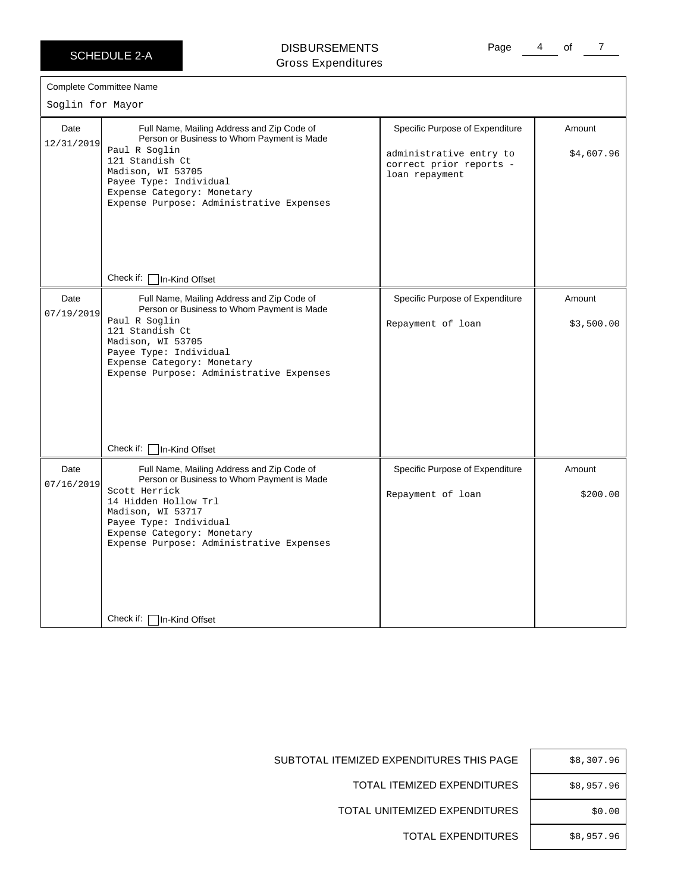# SCHEDULE 2-A

## DISBURSEMENTS
Gross Expenditures

**Complete Committee Name**

Soglin for Mayor

| Date | Full Name, Mailing Address and Zip Code of Person or Business to Whom Payment is Made | Specific Purpose of Expenditure | Amount |
|---|---|---|---|
| 12/31/2019 | Paul R Soglin<br>121 Standish Ct<br>Madison, WI 53705<br>Payee Type: Individual<br>Expense Category: Monetary<br>Expense Purpose: Administrative Expenses<br>Check if: ☐ In-Kind Offset | administrative entry to correct prior reports - loan repayment | $4,607.96 |
| 07/19/2019 | Paul R Soglin<br>121 Standish Ct<br>Madison, WI 53705<br>Payee Type: Individual<br>Expense Category: Monetary<br>Expense Purpose: Administrative Expenses<br>Check if: ☐ In-Kind Offset | Repayment of loan | $3,500.00 |
| 07/16/2019 | Scott Herrick<br>14 Hidden Hollow Trl<br>Madison, WI 53717<br>Payee Type: Individual<br>Expense Category: Monetary<br>Expense Purpose: Administrative Expenses<br>Check if: ☐ In-Kind Offset | Repayment of loan | $200.00 |

| | |
|---|---|
| SUBTOTAL ITEMIZED EXPENDITURES THIS PAGE | $8,307.96 |
| TOTAL ITEMIZED EXPENDITURES | $8,957.96 |
| TOTAL UNITEMIZED EXPENDITURES | $0.00 |
| TOTAL EXPENDITURES | $8,957.96 |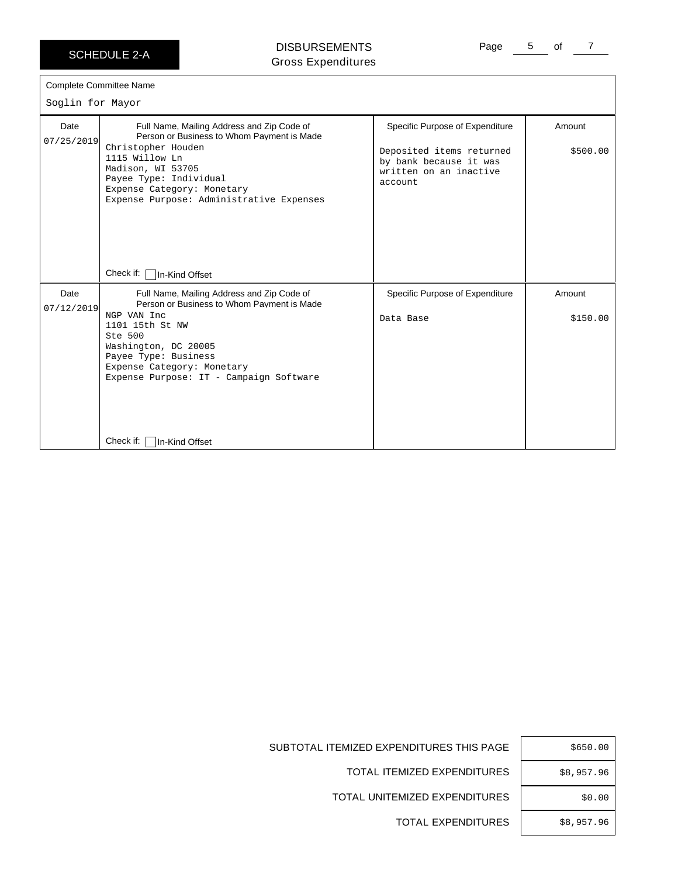SCHEDULE 2-A

# DISBURSEMENTS
## Gross Expenditures

Complete Committee Name

Soglin for Mayor

| Date | Full Name, Mailing Address and Zip Code of Person or Business to Whom Payment is Made | Specific Purpose of Expenditure | Amount |
| --- | --- | --- | --- |
| 07/25/2019 | Christopher Houden<br>1115 Willow Ln<br>Madison, WI 53705<br>Payee Type: Individual<br>Expense Category: Monetary<br>Expense Purpose: Administrative Expenses<br><br>Check if: ☐ In-Kind Offset | Deposited items returned by bank because it was written on an inactive account | $500.00 |
| 07/12/2019 | NGP VAN Inc<br>1101 15th St NW<br>Ste 500<br>Washington, DC 20005<br>Payee Type: Business<br>Expense Category: Monetary<br>Expense Purpose: IT - Campaign Software<br><br>Check if: ☐ In-Kind Offset | Data Base | $150.00 |

| | |
| --- | --- |
| SUBTOTAL ITEMIZED EXPENDITURES THIS PAGE | $650.00 |
| TOTAL ITEMIZED EXPENDITURES | $8,957.96 |
| TOTAL UNITEMIZED EXPENDITURES | $0.00 |
| TOTAL EXPENDITURES | $8,957.96 |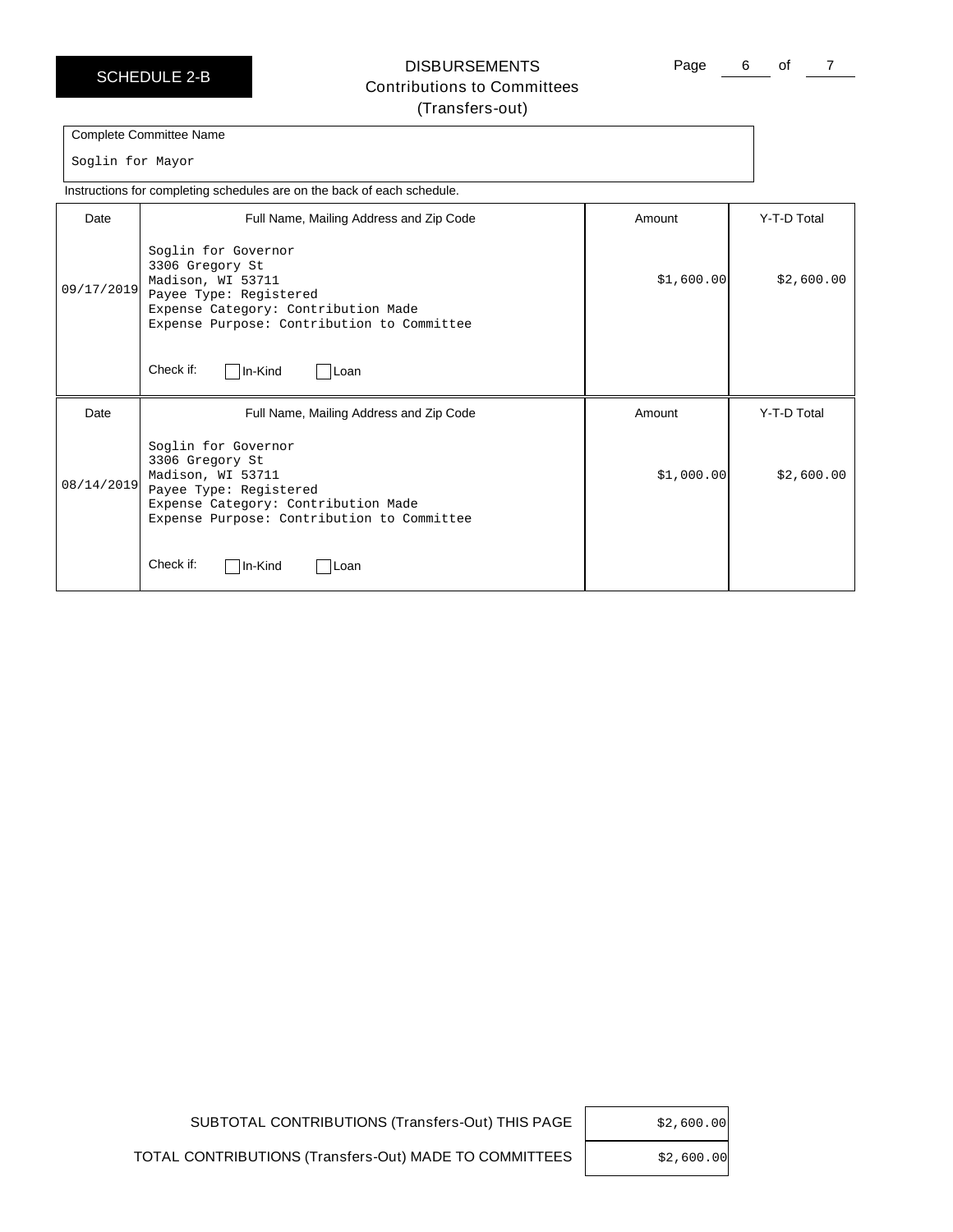SCHEDULE 2-B

# DISBURSEMENTS
## Contributions to Committees
## (Transfers-out)

Complete Committee Name

Soglin for Mayor

Instructions for completing schedules are on the back of each schedule.

| Date | Full Name, Mailing Address and Zip Code | Amount | Y-T-D Total |
|---|---|---|---|
| 09/17/2019 | Soglin for Governor<br>3306 Gregory St<br>Madison, WI 53711<br>Payee Type: Registered<br>Expense Category: Contribution Made<br>Expense Purpose: Contribution to Committee<br>Check if: ☐ In-Kind ☐ Loan | $1,600.00 | $2,600.00 |
| 08/14/2019 | Soglin for Governor<br>3306 Gregory St<br>Madison, WI 53711<br>Payee Type: Registered<br>Expense Category: Contribution Made<br>Expense Purpose: Contribution to Committee<br>Check if: ☐ In-Kind ☐ Loan | $1,000.00 | $2,600.00 |

| | |
|---|---|
| SUBTOTAL CONTRIBUTIONS (Transfers-Out) THIS PAGE | $2,600.00 |
| TOTAL CONTRIBUTIONS (Transfers-Out) MADE TO COMMITTEES | $2,600.00 |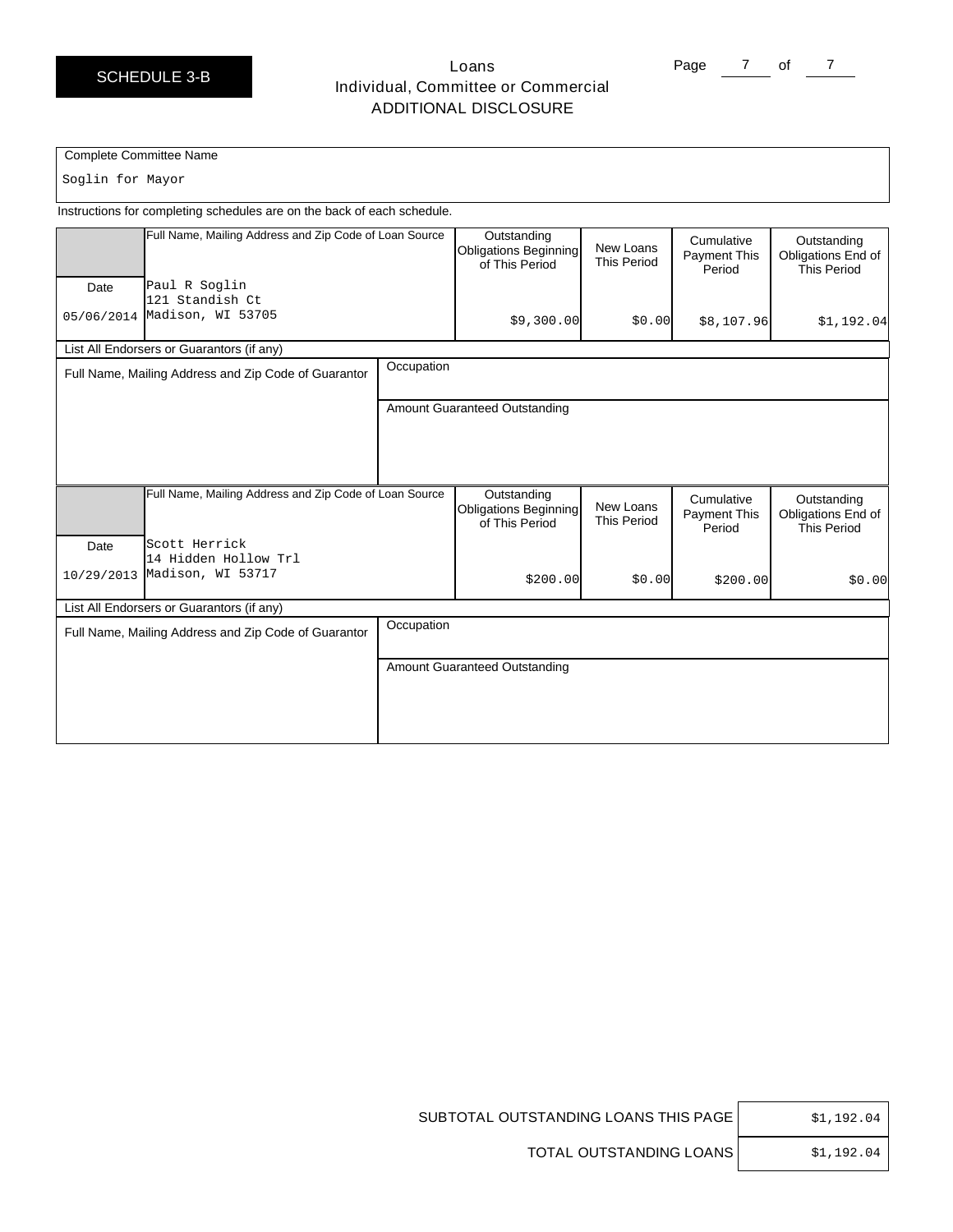SCHEDULE 3-B

# Loans
## Individual, Committee or Commercial
## ADDITIONAL DISCLOSURE

Complete Committee Name

Soglin for Mayor

Instructions for completing schedules are on the back of each schedule.

| Date | Full Name, Mailing Address and Zip Code of Loan Source | Outstanding Obligations Beginning of This Period | New Loans This Period | Cumulative Payment This Period | Outstanding Obligations End of This Period |
|---|---|---|---|---|---|
| 05/06/2014 | Paul R Soglin<br>121 Standish Ct<br>Madison, WI 53705 | $9,300.00 | $0.00 | $8,107.96 | $1,192.04 |

List All Endorsers or Guarantors (if any)

| Full Name, Mailing Address and Zip Code of Guarantor | Occupation | Amount Guaranteed Outstanding |
|---|---|---|
| | | |

| Date | Full Name, Mailing Address and Zip Code of Loan Source | Outstanding Obligations Beginning of This Period | New Loans This Period | Cumulative Payment This Period | Outstanding Obligations End of This Period |
|---|---|---|---|---|---|
| 10/29/2013 | Scott Herrick<br>14 Hidden Hollow Trl<br>Madison, WI 53717 | $200.00 | $0.00 | $200.00 | $0.00 |

List All Endorsers or Guarantors (if any)

| Full Name, Mailing Address and Zip Code of Guarantor | Occupation | Amount Guaranteed Outstanding |
|---|---|---|
| | | |

| | |
|---|---|
| SUBTOTAL OUTSTANDING LOANS THIS PAGE | $1,192.04 |
| TOTAL OUTSTANDING LOANS | $1,192.04 |